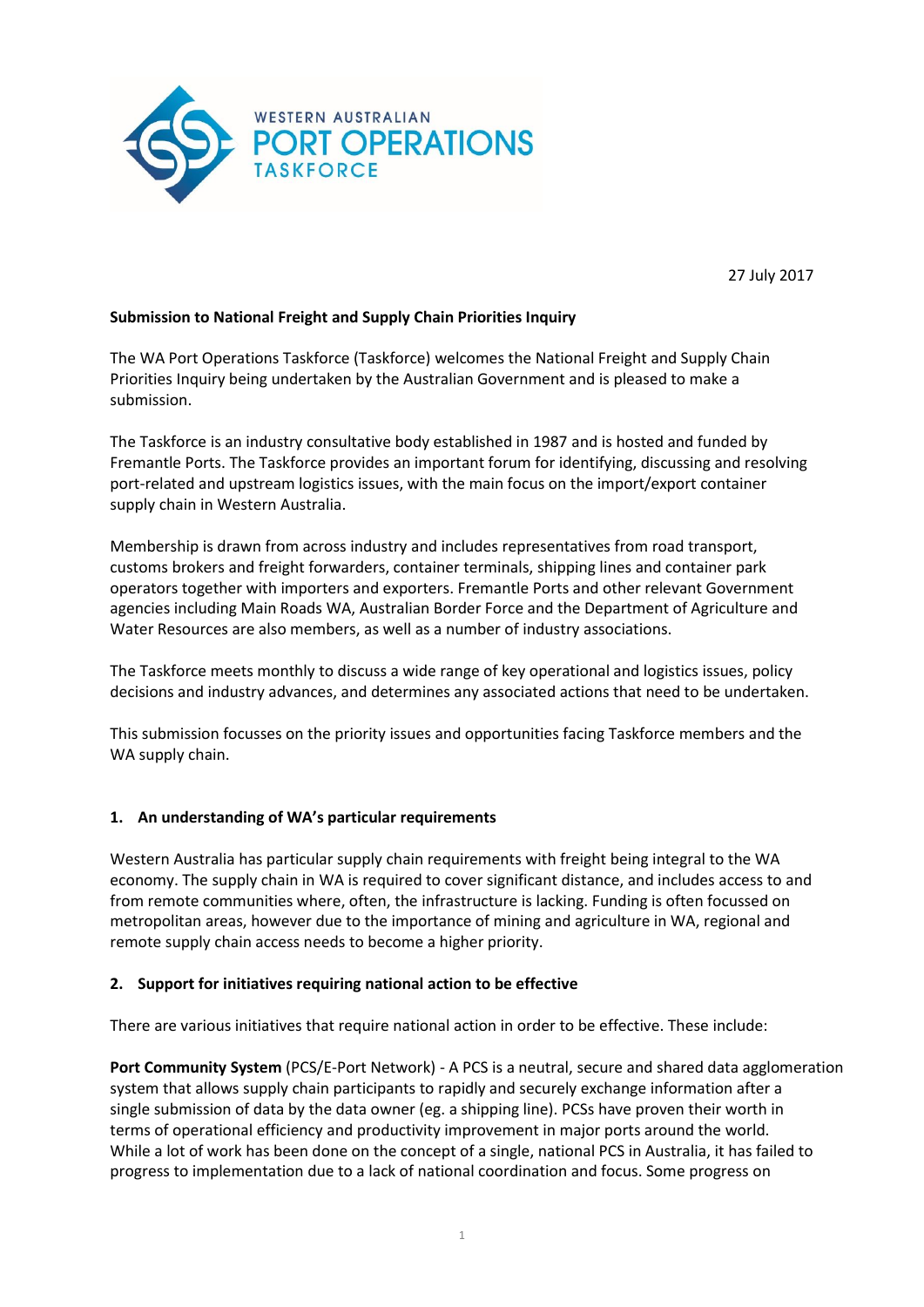WESTERN AUSTRALIAN
PORT OPERATIONS
TASKFORCE

27 July 2017

**Submission to National Freight and Supply Chain Priorities Inquiry**

The WA Port Operations Taskforce (Taskforce) welcomes the National Freight and Supply Chain Priorities Inquiry being undertaken by the Australian Government and is pleased to make a submission.

The Taskforce is an industry consultative body established in 1987 and is hosted and funded by Fremantle Ports. The Taskforce provides an important forum for identifying, discussing and resolving port-related and upstream logistics issues, with the main focus on the import/export container supply chain in Western Australia.

Membership is drawn from across industry and includes representatives from road transport, customs brokers and freight forwarders, container terminals, shipping lines and container park operators together with importers and exporters. Fremantle Ports and other relevant Government agencies including Main Roads WA, Australian Border Force and the Department of Agriculture and Water Resources are also members, as well as a number of industry associations.

The Taskforce meets monthly to discuss a wide range of key operational and logistics issues, policy decisions and industry advances, and determines any associated actions that need to be undertaken.

This submission focusses on the priority issues and opportunities facing Taskforce members and the WA supply chain.

**1. An understanding of WA's particular requirements**

Western Australia has particular supply chain requirements with freight being integral to the WA economy. The supply chain in WA is required to cover significant distance, and includes access to and from remote communities where, often, the infrastructure is lacking. Funding is often focussed on metropolitan areas, however due to the importance of mining and agriculture in WA, regional and remote supply chain access needs to become a higher priority.

**2. Support for initiatives requiring national action to be effective**

There are various initiatives that require national action in order to be effective. These include:

**Port Community System** (PCS/E-Port Network) - A PCS is a neutral, secure and shared data agglomeration system that allows supply chain participants to rapidly and securely exchange information after a single submission of data by the data owner (eg. a shipping line). PCSs have proven their worth in terms of operational efficiency and productivity improvement in major ports around the world. While a lot of work has been done on the concept of a single, national PCS in Australia, it has failed to progress to implementation due to a lack of national coordination and focus. Some progress on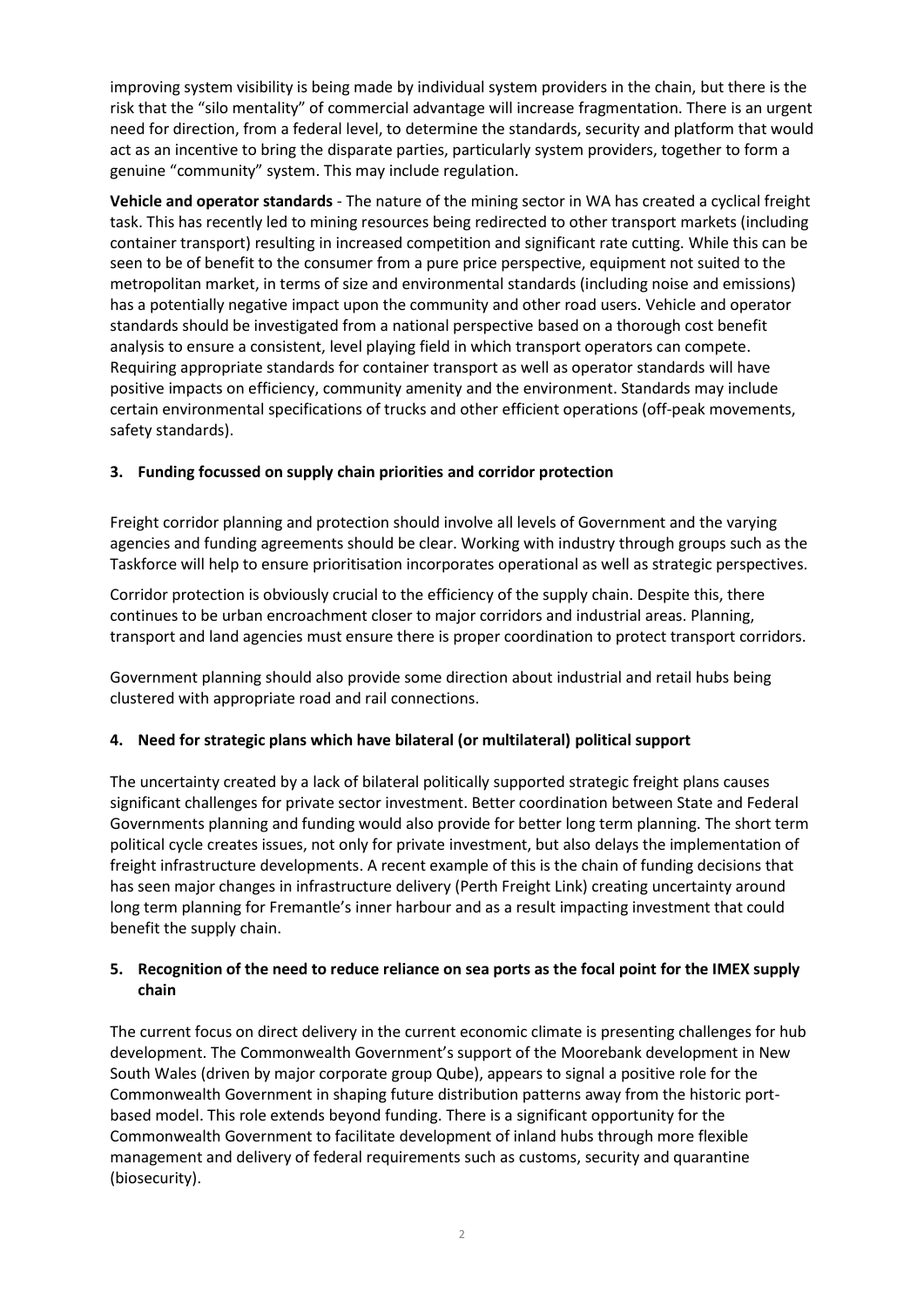improving system visibility is being made by individual system providers in the chain, but there is the risk that the "silo mentality" of commercial advantage will increase fragmentation. There is an urgent need for direction, from a federal level, to determine the standards, security and platform that would act as an incentive to bring the disparate parties, particularly system providers, together to form a genuine "community" system. This may include regulation.

**Vehicle and operator standards** - The nature of the mining sector in WA has created a cyclical freight task. This has recently led to mining resources being redirected to other transport markets (including container transport) resulting in increased competition and significant rate cutting. While this can be seen to be of benefit to the consumer from a pure price perspective, equipment not suited to the metropolitan market, in terms of size and environmental standards (including noise and emissions) has a potentially negative impact upon the community and other road users. Vehicle and operator standards should be investigated from a national perspective based on a thorough cost benefit analysis to ensure a consistent, level playing field in which transport operators can compete. Requiring appropriate standards for container transport as well as operator standards will have positive impacts on efficiency, community amenity and the environment. Standards may include certain environmental specifications of trucks and other efficient operations (off-peak movements, safety standards).

### 3. Funding focussed on supply chain priorities and corridor protection

Freight corridor planning and protection should involve all levels of Government and the varying agencies and funding agreements should be clear. Working with industry through groups such as the Taskforce will help to ensure prioritisation incorporates operational as well as strategic perspectives.

Corridor protection is obviously crucial to the efficiency of the supply chain. Despite this, there continues to be urban encroachment closer to major corridors and industrial areas. Planning, transport and land agencies must ensure there is proper coordination to protect transport corridors.

Government planning should also provide some direction about industrial and retail hubs being clustered with appropriate road and rail connections.

### 4. Need for strategic plans which have bilateral (or multilateral) political support

The uncertainty created by a lack of bilateral politically supported strategic freight plans causes significant challenges for private sector investment. Better coordination between State and Federal Governments planning and funding would also provide for better long term planning. The short term political cycle creates issues, not only for private investment, but also delays the implementation of freight infrastructure developments. A recent example of this is the chain of funding decisions that has seen major changes in infrastructure delivery (Perth Freight Link) creating uncertainty around long term planning for Fremantle's inner harbour and as a result impacting investment that could benefit the supply chain.

### 5. Recognition of the need to reduce reliance on sea ports as the focal point for the IMEX supply chain

The current focus on direct delivery in the current economic climate is presenting challenges for hub development. The Commonwealth Government's support of the Moorebank development in New South Wales (driven by major corporate group Qube), appears to signal a positive role for the Commonwealth Government in shaping future distribution patterns away from the historic port-based model. This role extends beyond funding. There is a significant opportunity for the Commonwealth Government to facilitate development of inland hubs through more flexible management and delivery of federal requirements such as customs, security and quarantine (biosecurity).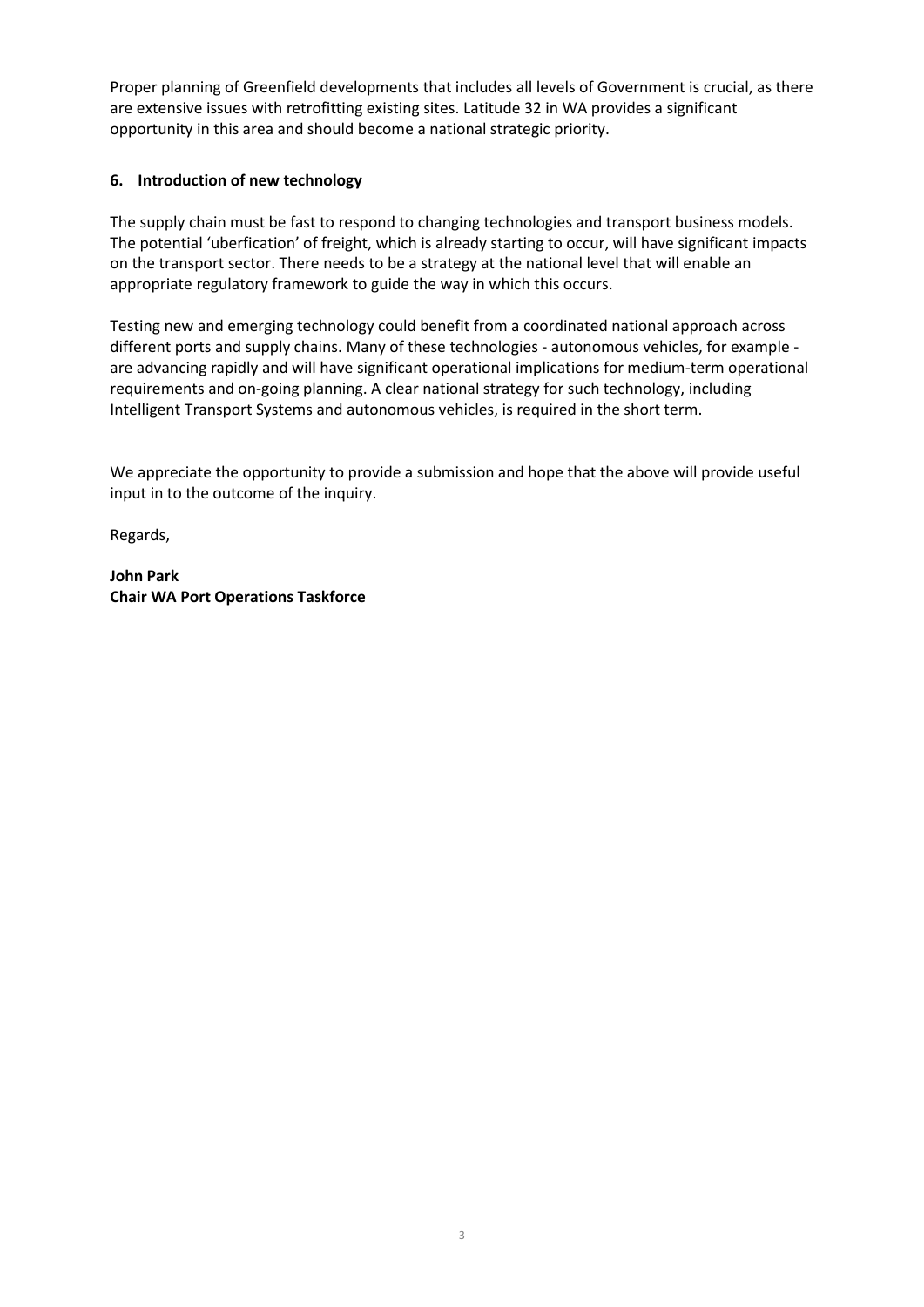Proper planning of Greenfield developments that includes all levels of Government is crucial, as there are extensive issues with retrofitting existing sites. Latitude 32 in WA provides a significant opportunity in this area and should become a national strategic priority.

### 6. Introduction of new technology

The supply chain must be fast to respond to changing technologies and transport business models. The potential 'uberfication' of freight, which is already starting to occur, will have significant impacts on the transport sector. There needs to be a strategy at the national level that will enable an appropriate regulatory framework to guide the way in which this occurs.

Testing new and emerging technology could benefit from a coordinated national approach across different ports and supply chains. Many of these technologies - autonomous vehicles, for example - are advancing rapidly and will have significant operational implications for medium-term operational requirements and on-going planning. A clear national strategy for such technology, including Intelligent Transport Systems and autonomous vehicles, is required in the short term.

We appreciate the opportunity to provide a submission and hope that the above will provide useful input in to the outcome of the inquiry.

Regards,

**John Park**
**Chair WA Port Operations Taskforce**